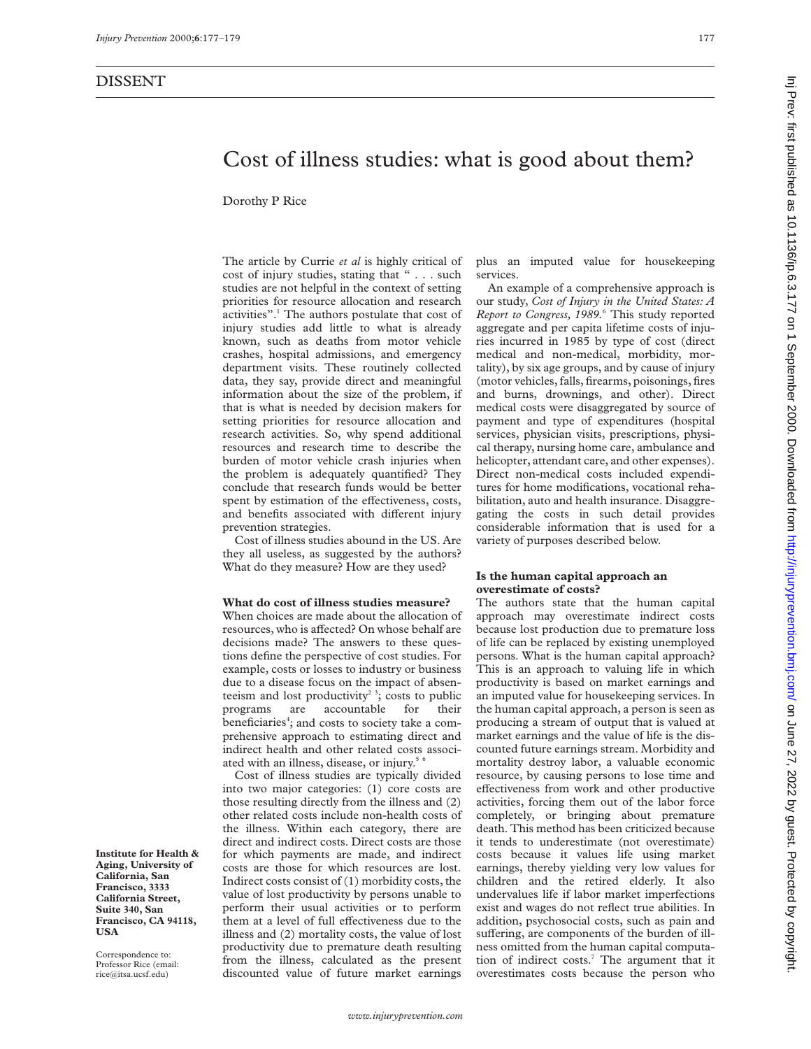## DISSENT

# Cost of illness studies: what is good about them?

Dorothy P Rice

Institute for Health & Aging, University of California, San Francisco, 3333 California Street, Suite 340, San Francisco, CA 94118, USA

Correspondence to: Professor Rice (email: rice@itsa.ucsf.edu)

The article by Currie *et al* is highly critical of cost of injury studies, stating that " . . . such studies are not helpful in the context of setting priorities for resource allocation and research activities".[1] The authors postulate that cost of injury studies add little to what is already known, such as deaths from motor vehicle crashes, hospital admissions, and emergency department visits. These routinely collected data, they say, provide direct and meaningful information about the size of the problem, if that is what is needed by decision makers for setting priorities for resource allocation and research activities. So, why spend additional resources and research time to describe the burden of motor vehicle crash injuries when the problem is adequately quantified? They conclude that research funds would be better spent by estimation of the effectiveness, costs, and benefits associated with different injury prevention strategies.

Cost of illness studies abound in the US. Are they all useless, as suggested by the authors? What do they measure? How are they used?

### What do cost of illness studies measure?

When choices are made about the allocation of resources, who is affected? On whose behalf are decisions made? The answers to these questions define the perspective of cost studies. For example, costs or losses to industry or business due to a disease focus on the impact of absenteeism and lost productivity[2 3]; costs to public programs are accountable for their beneficiaries[4]; and costs to society take a comprehensive approach to estimating direct and indirect health and other related costs associated with an illness, disease, or injury.[5 6]

Cost of illness studies are typically divided into two major categories: (1) core costs are those resulting directly from the illness and (2) other related costs include non-health costs of the illness. Within each category, there are direct and indirect costs. Direct costs are those for which payments are made, and indirect costs are those for which resources are lost. Indirect costs consist of (1) morbidity costs, the value of lost productivity by persons unable to perform their usual activities or to perform them at a level of full effectiveness due to the illness and (2) mortality costs, the value of lost productivity due to premature death resulting from the illness, calculated as the present discounted value of future market earnings plus an imputed value for housekeeping services.

An example of a comprehensive approach is our study, *Cost of Injury in the United States: A Report to Congress, 1989.*[6] This study reported aggregate and per capita lifetime costs of injuries incurred in 1985 by type of cost (direct medical and non-medical, morbidity, mortality), by six age groups, and by cause of injury (motor vehicles, falls, firearms, poisonings, fires and burns, drownings, and other). Direct medical costs were disaggregated by source of payment and type of expenditures (hospital services, physician visits, prescriptions, physical therapy, nursing home care, ambulance and helicopter, attendant care, and other expenses). Direct non-medical costs included expenditures for home modifications, vocational rehabilitation, auto and health insurance. Disaggregating the costs in such detail provides considerable information that is used for a variety of purposes described below.

### Is the human capital approach an overestimate of costs?

The authors state that the human capital approach may overestimate indirect costs because lost production due to premature loss of life can be replaced by existing unemployed persons. What is the human capital approach? This is an approach to valuing life in which productivity is based on market earnings and an imputed value for housekeeping services. In the human capital approach, a person is seen as producing a stream of output that is valued at market earnings and the value of life is the discounted future earnings stream. Morbidity and mortality destroy labor, a valuable economic resource, by causing persons to lose time and effectiveness from work and other productive activities, forcing them out of the labor force completely, or bringing about premature death. This method has been criticized because it tends to underestimate (not overestimate) costs because it values life using market earnings, thereby yielding very low values for children and the retired elderly. It also undervalues life if labor market imperfections exist and wages do not reflect true abilities. In addition, psychosocial costs, such as pain and suffering, are components of the burden of illness omitted from the human capital computation of indirect costs.[7] The argument that it overestimates costs because the person who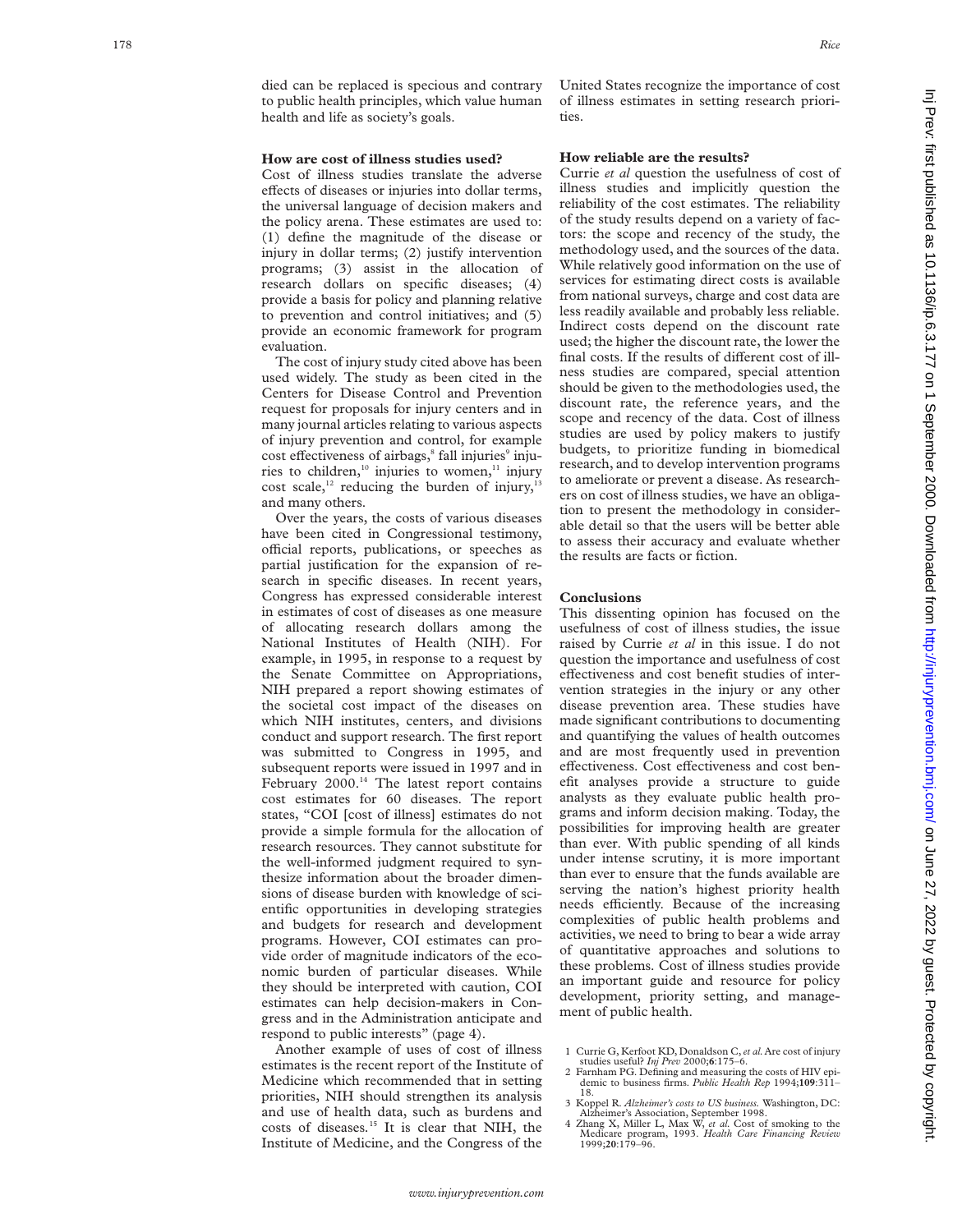died can be replaced is specious and contrary to public health principles, which value human health and life as society's goals.

### How are cost of illness studies used?

Cost of illness studies translate the adverse effects of diseases or injuries into dollar terms, the universal language of decision makers and the policy arena. These estimates are used to: (1) define the magnitude of the disease or injury in dollar terms; (2) justify intervention programs; (3) assist in the allocation of research dollars on specific diseases; (4) provide a basis for policy and planning relative to prevention and control initiatives; and (5) provide an economic framework for program evaluation.

The cost of injury study cited above has been used widely. The study as been cited in the Centers for Disease Control and Prevention request for proposals for injury centers and in many journal articles relating to various aspects of injury prevention and control, for example cost effectiveness of airbags,[8] fall injuries[9] injuries to children,[10] injuries to women,[11] injury cost scale,[12] reducing the burden of injury,[13] and many others.

Over the years, the costs of various diseases have been cited in Congressional testimony, official reports, publications, or speeches as partial justification for the expansion of research in specific diseases. In recent years, Congress has expressed considerable interest in estimates of cost of diseases as one measure of allocating research dollars among the National Institutes of Health (NIH). For example, in 1995, in response to a request by the Senate Committee on Appropriations, NIH prepared a report showing estimates of the societal cost impact of the diseases on which NIH institutes, centers, and divisions conduct and support research. The first report was submitted to Congress in 1995, and subsequent reports were issued in 1997 and in February 2000.[14] The latest report contains cost estimates for 60 diseases. The report states, "COI [cost of illness] estimates do not provide a simple formula for the allocation of research resources. They cannot substitute for the well-informed judgment required to synthesize information about the broader dimensions of disease burden with knowledge of scientific opportunities in developing strategies and budgets for research and development programs. However, COI estimates can provide order of magnitude indicators of the economic burden of particular diseases. While they should be interpreted with caution, COI estimates can help decision-makers in Congress and in the Administration anticipate and respond to public interests" (page 4).

Another example of uses of cost of illness estimates is the recent report of the Institute of Medicine which recommended that in setting priorities, NIH should strengthen its analysis and use of health data, such as burdens and costs of diseases.[15] It is clear that NIH, the Institute of Medicine, and the Congress of the United States recognize the importance of cost of illness estimates in setting research priorities.

### How reliable are the results?

Currie *et al* question the usefulness of cost of illness studies and implicitly question the reliability of the cost estimates. The reliability of the study results depend on a variety of factors: the scope and recency of the study, the methodology used, and the sources of the data. While relatively good information on the use of services for estimating direct costs is available from national surveys, charge and cost data are less readily available and probably less reliable. Indirect costs depend on the discount rate used; the higher the discount rate, the lower the final costs. If the results of different cost of illness studies are compared, special attention should be given to the methodologies used, the discount rate, the reference years, and the scope and recency of the data. Cost of illness studies are used by policy makers to justify budgets, to prioritize funding in biomedical research, and to develop intervention programs to ameliorate or prevent a disease. As researchers on cost of illness studies, we have an obligation to present the methodology in considerable detail so that the users will be better able to assess their accuracy and evaluate whether the results are facts or fiction.

### Conclusions

This dissenting opinion has focused on the usefulness of cost of illness studies, the issue raised by Currie *et al* in this issue. I do not question the importance and usefulness of cost effectiveness and cost benefit studies of intervention strategies in the injury or any other disease prevention area. These studies have made significant contributions to documenting and quantifying the values of health outcomes and are most frequently used in prevention effectiveness. Cost effectiveness and cost benefit analyses provide a structure to guide analysts as they evaluate public health programs and inform decision making. Today, the possibilities for improving health are greater than ever. With public spending of all kinds under intense scrutiny, it is more important than ever to ensure that the funds available are serving the nation's highest priority health needs efficiently. Because of the increasing complexities of public health problems and activities, we need to bring to bear a wide array of quantitative approaches and solutions to these problems. Cost of illness studies provide an important guide and resource for policy development, priority setting, and management of public health.

1 Currie G, Kerfoot KD, Donaldson C, *et al*. Are cost of injury studies useful? *Inj Prev* 2000;**6**:175–6.

2 Farnham PG. Defining and measuring the costs of HIV epidemic to business firms. *Public Health Rep* 1994;**109**:311–18.

3 Koppel R. *Alzheimer's costs to US business.* Washington, DC: Alzheimer's Association, September 1998.

4 Zhang X, Miller L, Max W, *et al*. Cost of smoking to the Medicare program, 1993. *Health Care Financing Review* 1999;**20**:179–96.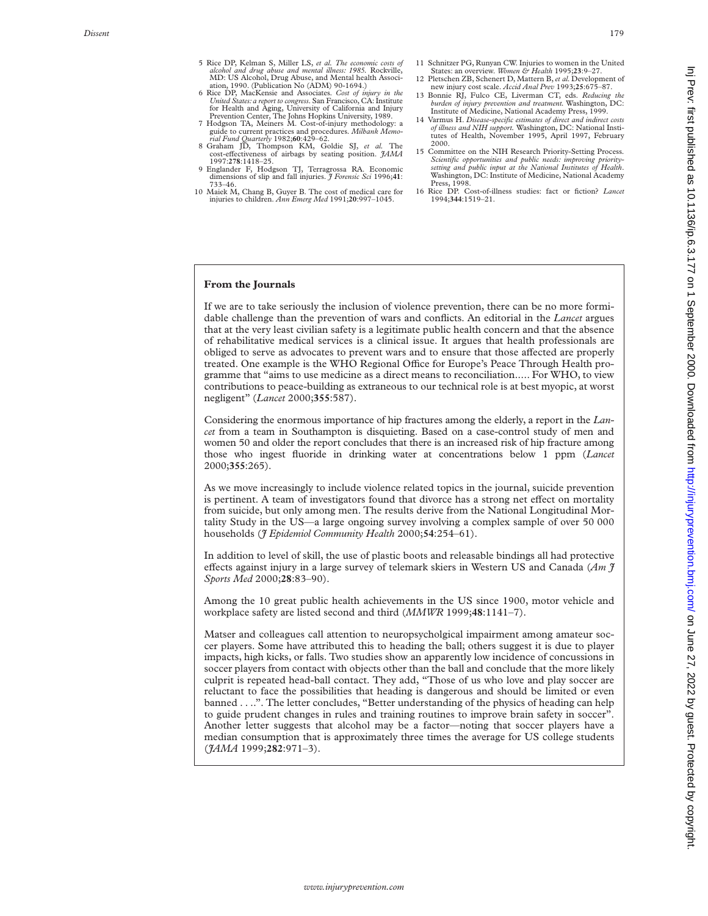5 Rice DP, Kelman S, Miller LS, *et al. The economic costs of alcohol and drug abuse and mental illness: 1985.* Rockville, MD: US Alcohol, Drug Abuse, and Mental health Association, 1990. (Publication No (ADM) 90-1694.)

6 Rice DP, MacKensie and Associates. *Cost of injury in the United States: a report to congress.* San Francisco, CA: Institute for Health and Aging, University of California and Injury Prevention Center, The Johns Hopkins University, 1989.

7 Hodgson TA, Meiners M. Cost-of-injury methodology: a guide to current practices and procedures. *Milbank Memorial Fund Quarterly* 1982;**60**:429–62.

8 Graham JD, Thompson KM, Goldie SJ, *et al.* The cost-effectiveness of airbags by seating position. *JAMA* 1997;**278**:1418–25.

9 Englander F, Hodgson TJ, Terragrossa RA. Economic dimensions of slip and fall injuries. *J Forensic Sci* 1996;**41**: 733–46.

10 Maiek M, Chang B, Guyer B. The cost of medical care for injuries to children. *Ann Emerg Med* 1991;**20**:997–1045.

11 Schnitzer PG, Runyan CW. Injuries to women in the United States: an overview. *Women & Health* 1995;**23**:9–27.

12 Pletschen ZB, Schenert D, Mattern B, *et al.* Development of new injury cost scale. *Accid Anal Prev* 1993;**25**:675–87.

13 Bonnie RJ, Fulco CE, Liverman CT, eds. *Reducing the burden of injury prevention and treatment.* Washington, DC: Institute of Medicine, National Academy Press, 1999.

14 Varmus H. *Disease-specific estimates of direct and indirect costs of illness and NIH support.* Washington, DC: National Institutes of Health, November 1995, April 1997, February 2000.

15 Committee on the NIH Research Priority-Setting Process. *Scientific opportunities and public needs: improving priority-setting and public input at the National Institutes of Health.* Washington, DC: Institute of Medicine, National Academy Press, 1998.

16 Rice DP. Cost-of-illness studies: fact or fiction? *Lancet* 1994;**344**:1519–21.

## From the Journals

If we are to take seriously the inclusion of violence prevention, there can be no more formidable challenge than the prevention of wars and conflicts. An editorial in the *Lancet* argues that at the very least civilian safety is a legitimate public health concern and that the absence of rehabilitative medical services is a clinical issue. It argues that health professionals are obliged to serve as advocates to prevent wars and to ensure that those affected are properly treated. One example is the WHO Regional Office for Europe's Peace Through Health programme that "aims to use medicine as a direct means to reconciliation..... For WHO, to view contributions to peace-building as extraneous to our technical role is at best myopic, at worst negligent" (*Lancet* 2000;**355**:587).

Considering the enormous importance of hip fractures among the elderly, a report in the *Lancet* from a team in Southampton is disquieting. Based on a case-control study of men and women 50 and older the report concludes that there is an increased risk of hip fracture among those who ingest fluoride in drinking water at concentrations below 1 ppm (*Lancet* 2000;**355**:265).

As we move increasingly to include violence related topics in the journal, suicide prevention is pertinent. A team of investigators found that divorce has a strong net effect on mortality from suicide, but only among men. The results derive from the National Longitudinal Mortality Study in the US—a large ongoing survey involving a complex sample of over 50 000 households (*J Epidemiol Community Health* 2000;**54**:254–61).

In addition to level of skill, the use of plastic boots and releasable bindings all had protective effects against injury in a large survey of telemark skiers in Western US and Canada (*Am J Sports Med* 2000;**28**:83–90).

Among the 10 great public health achievements in the US since 1900, motor vehicle and workplace safety are listed second and third (*MMWR* 1999;**48**:1141–7).

Matser and colleagues call attention to neuropsycholgical impairment among amateur soccer players. Some have attributed this to heading the ball; others suggest it is due to player impacts, high kicks, or falls. Two studies show an apparently low incidence of concussions in soccer players from contact with objects other than the ball and conclude that the more likely culprit is repeated head-ball contact. They add, "Those of us who love and play soccer are reluctant to face the possibilities that heading is dangerous and should be limited or even banned . . .". The letter concludes, "Better understanding of the physics of heading can help to guide prudent changes in rules and training routines to improve brain safety in soccer". Another letter suggests that alcohol may be a factor—noting that soccer players have a median consumption that is approximately three times the average for US college students (*JAMA* 1999;**282**:971–3).